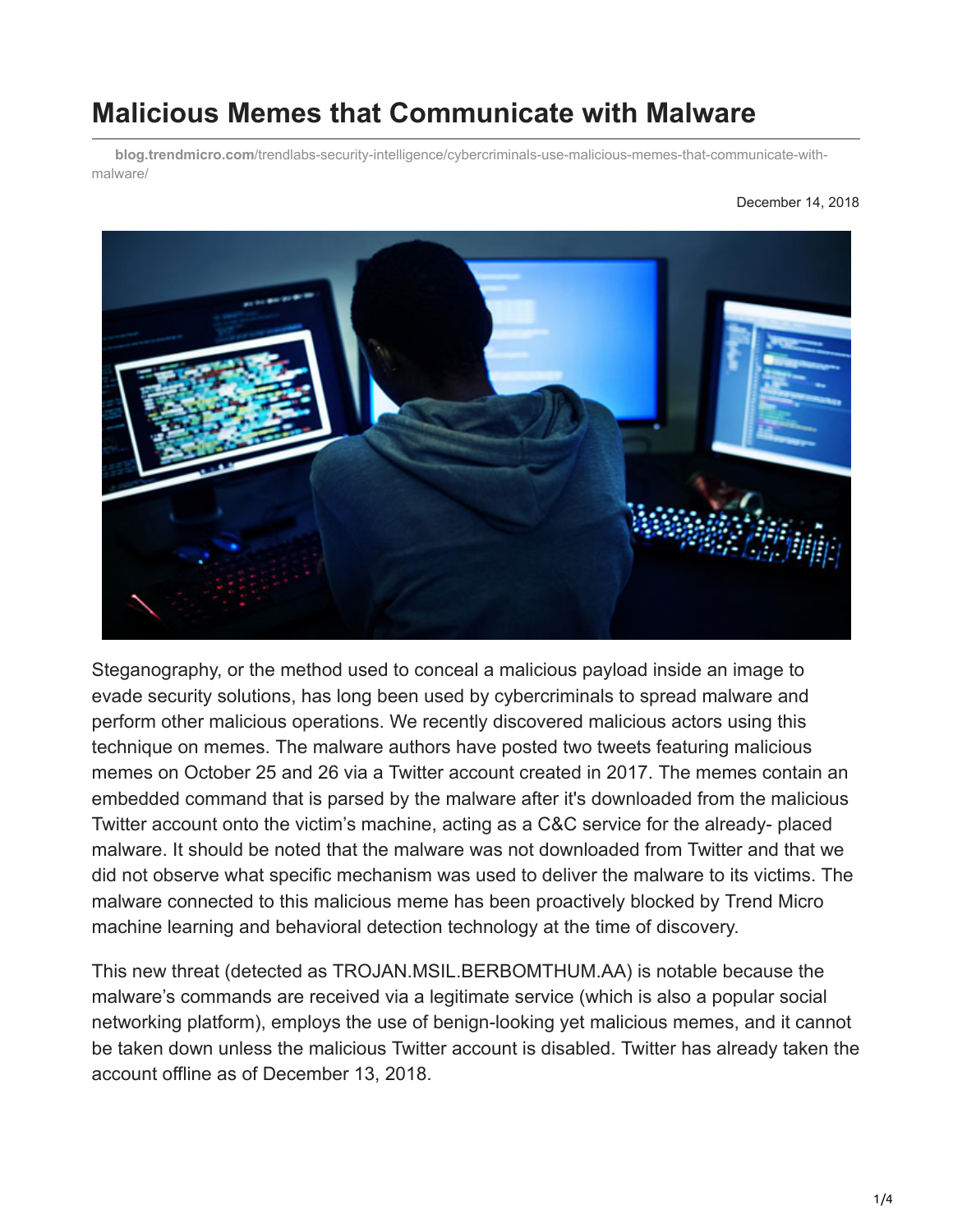# Malicious Memes that Communicate with Malware

**blog.trendmicro.com**/trendlabs-security-intelligence/cybercriminals-use-malicious-memes-that-communicate-with-malware/

December 14, 2018

Steganography, or the method used to conceal a malicious payload inside an image to evade security solutions, has long been used by cybercriminals to spread malware and perform other malicious operations. We recently discovered malicious actors using this technique on memes. The malware authors have posted two tweets featuring malicious memes on October 25 and 26 via a Twitter account created in 2017. The memes contain an embedded command that is parsed by the malware after it's downloaded from the malicious Twitter account onto the victim's machine, acting as a C&C service for the already- placed malware. It should be noted that the malware was not downloaded from Twitter and that we did not observe what specific mechanism was used to deliver the malware to its victims. The malware connected to this malicious meme has been proactively blocked by Trend Micro machine learning and behavioral detection technology at the time of discovery.

This new threat (detected as TROJAN.MSIL.BERBOMTHUM.AA) is notable because the malware's commands are received via a legitimate service (which is also a popular social networking platform), employs the use of benign-looking yet malicious memes, and it cannot be taken down unless the malicious Twitter account is disabled. Twitter has already taken the account offline as of December 13, 2018.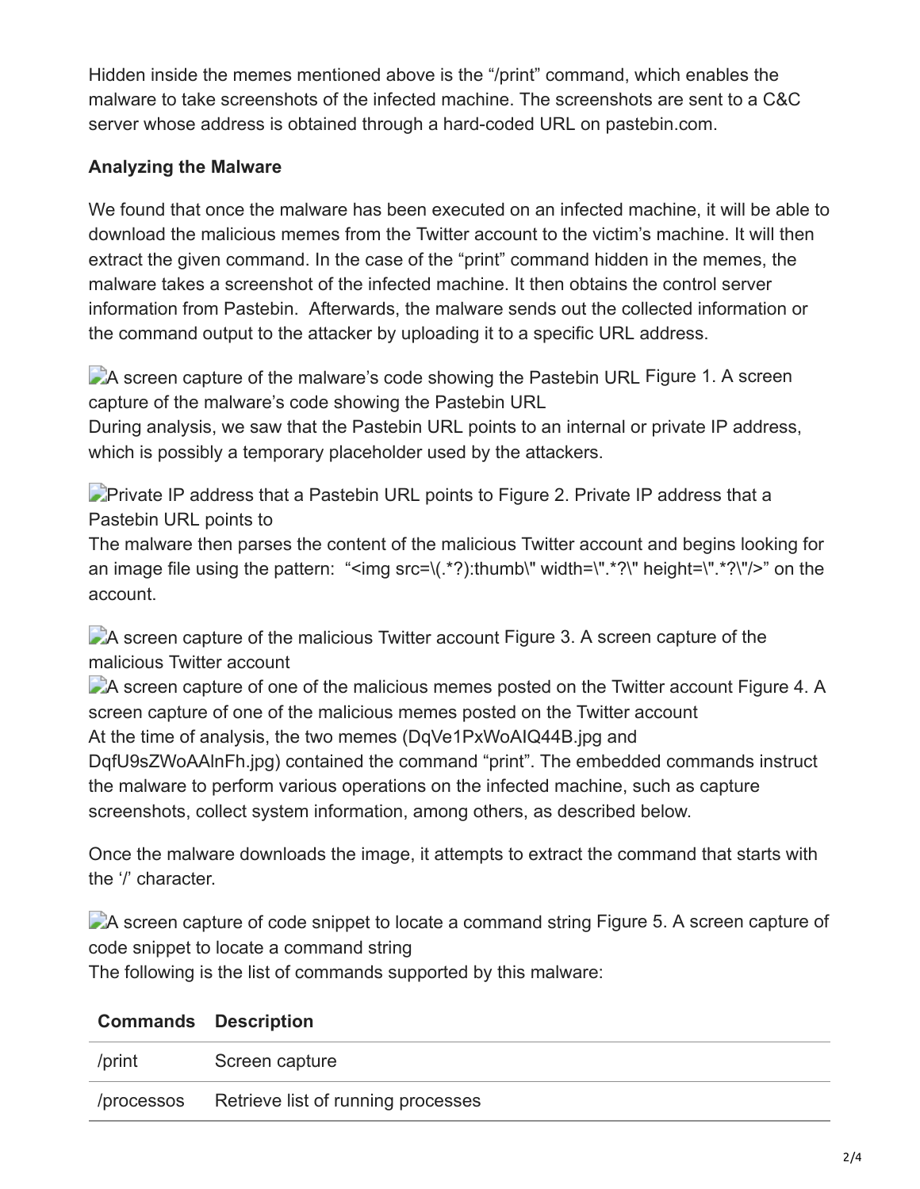Hidden inside the memes mentioned above is the "/print" command, which enables the malware to take screenshots of the infected machine. The screenshots are sent to a C&C server whose address is obtained through a hard-coded URL on pastebin.com.

**Analyzing the Malware**

We found that once the malware has been executed on an infected machine, it will be able to download the malicious memes from the Twitter account to the victim's machine. It will then extract the given command. In the case of the "print" command hidden in the memes, the malware takes a screenshot of the infected machine. It then obtains the control server information from Pastebin. Afterwards, the malware sends out the collected information or the command output to the attacker by uploading it to a specific URL address.

A screen capture of the malware's code showing the Pastebin URL Figure 1. A screen capture of the malware's code showing the Pastebin URL

During analysis, we saw that the Pastebin URL points to an internal or private IP address, which is possibly a temporary placeholder used by the attackers.

Private IP address that a Pastebin URL points to Figure 2. Private IP address that a Pastebin URL points to

The malware then parses the content of the malicious Twitter account and begins looking for an image file using the pattern: "<img src=\(.*?):thumb\" width=\".*?\" height=\".*?\"/>" on the account.

A screen capture of the malicious Twitter account Figure 3. A screen capture of the malicious Twitter account

A screen capture of one of the malicious memes posted on the Twitter account Figure 4. A screen capture of one of the malicious memes posted on the Twitter account

At the time of analysis, the two memes (DqVe1PxWoAIQ44B.jpg and DqfU9sZWoAAlnFh.jpg) contained the command "print". The embedded commands instruct the malware to perform various operations on the infected machine, such as capture screenshots, collect system information, among others, as described below.

Once the malware downloads the image, it attempts to extract the command that starts with the '/' character.

A screen capture of code snippet to locate a command string Figure 5. A screen capture of code snippet to locate a command string

The following is the list of commands supported by this malware:

| Commands | Description |
|---|---|
| /print | Screen capture |
| /processos | Retrieve list of running processes |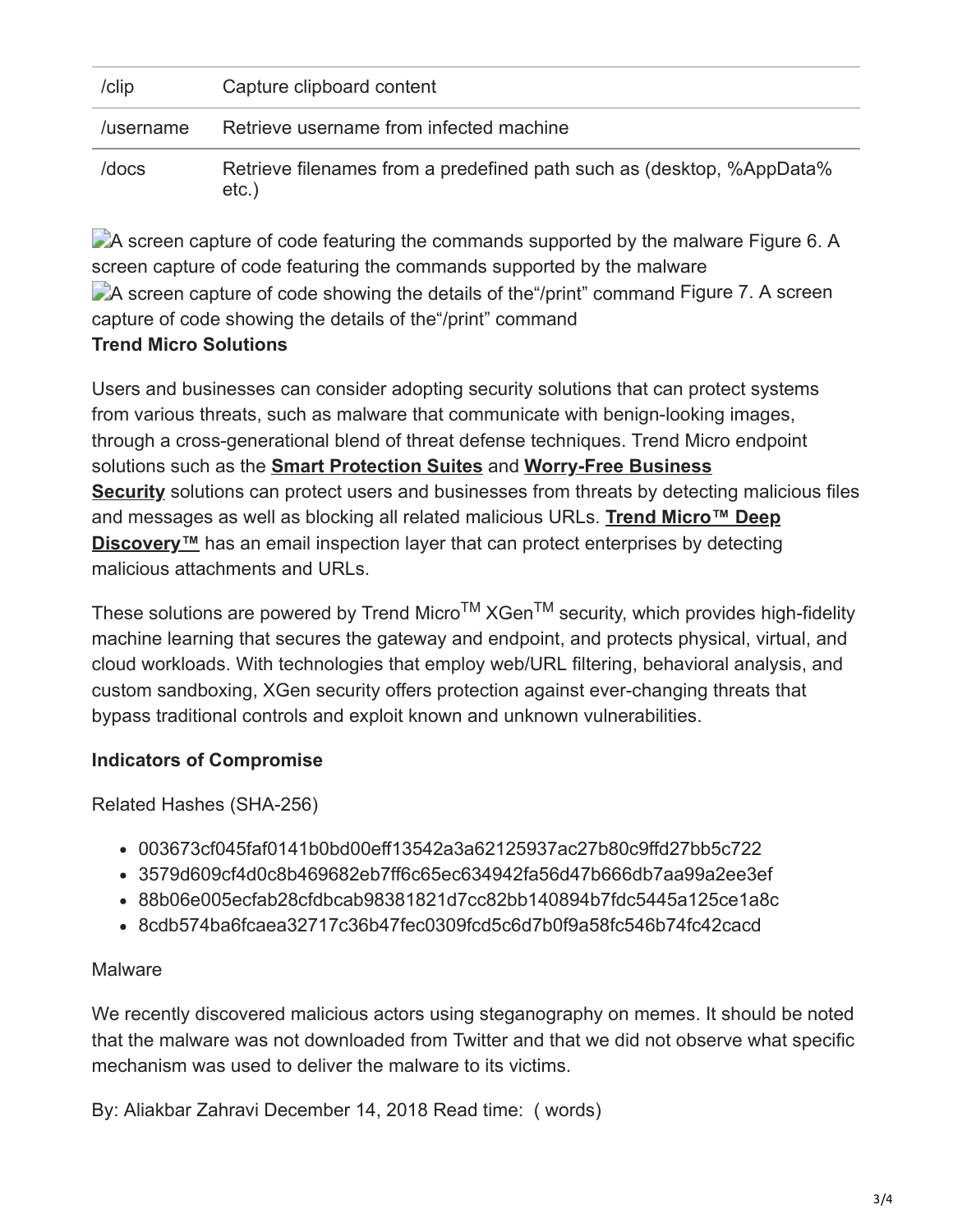| /clip | Capture clipboard content |
| --- | --- |
| /username | Retrieve username from infected machine |
| /docs | Retrieve filenames from a predefined path such as (desktop, %AppData% etc.) |

A screen capture of code featuring the commands supported by the malware Figure 6. A screen capture of code featuring the commands supported by the malware
A screen capture of code showing the details of the“/print” command Figure 7. A screen capture of code showing the details of the“/print” command

**Trend Micro Solutions**

Users and businesses can consider adopting security solutions that can protect systems from various threats, such as malware that communicate with benign-looking images, through a cross-generational blend of threat defense techniques. Trend Micro endpoint solutions such as the **Smart Protection Suites** and **Worry-Free Business Security** solutions can protect users and businesses from threats by detecting malicious files and messages as well as blocking all related malicious URLs. **Trend Micro™ Deep Discovery™** has an email inspection layer that can protect enterprises by detecting malicious attachments and URLs.

These solutions are powered by Trend Micro™ XGen™ security, which provides high-fidelity machine learning that secures the gateway and endpoint, and protects physical, virtual, and cloud workloads. With technologies that employ web/URL filtering, behavioral analysis, and custom sandboxing, XGen security offers protection against ever-changing threats that bypass traditional controls and exploit known and unknown vulnerabilities.

**Indicators of Compromise**

Related Hashes (SHA-256)

- 003673cf045faf0141b0bd00eff13542a3a62125937ac27b80c9ffd27bb5c722
- 3579d609cf4d0c8b469682eb7ff6c65ec634942fa56d47b666db7aa99a2ee3ef
- 88b06e005ecfab28cfdbcab98381821d7cc82bb140894b7fdc5445a125ce1a8c
- 8cdb574ba6fcaea32717c36b47fec0309fcd5c6d7b0f9a58fc546b74fc42cacd

Malware

We recently discovered malicious actors using steganography on memes. It should be noted that the malware was not downloaded from Twitter and that we did not observe what specific mechanism was used to deliver the malware to its victims.

By: Aliakbar Zahravi December 14, 2018 Read time: ( words)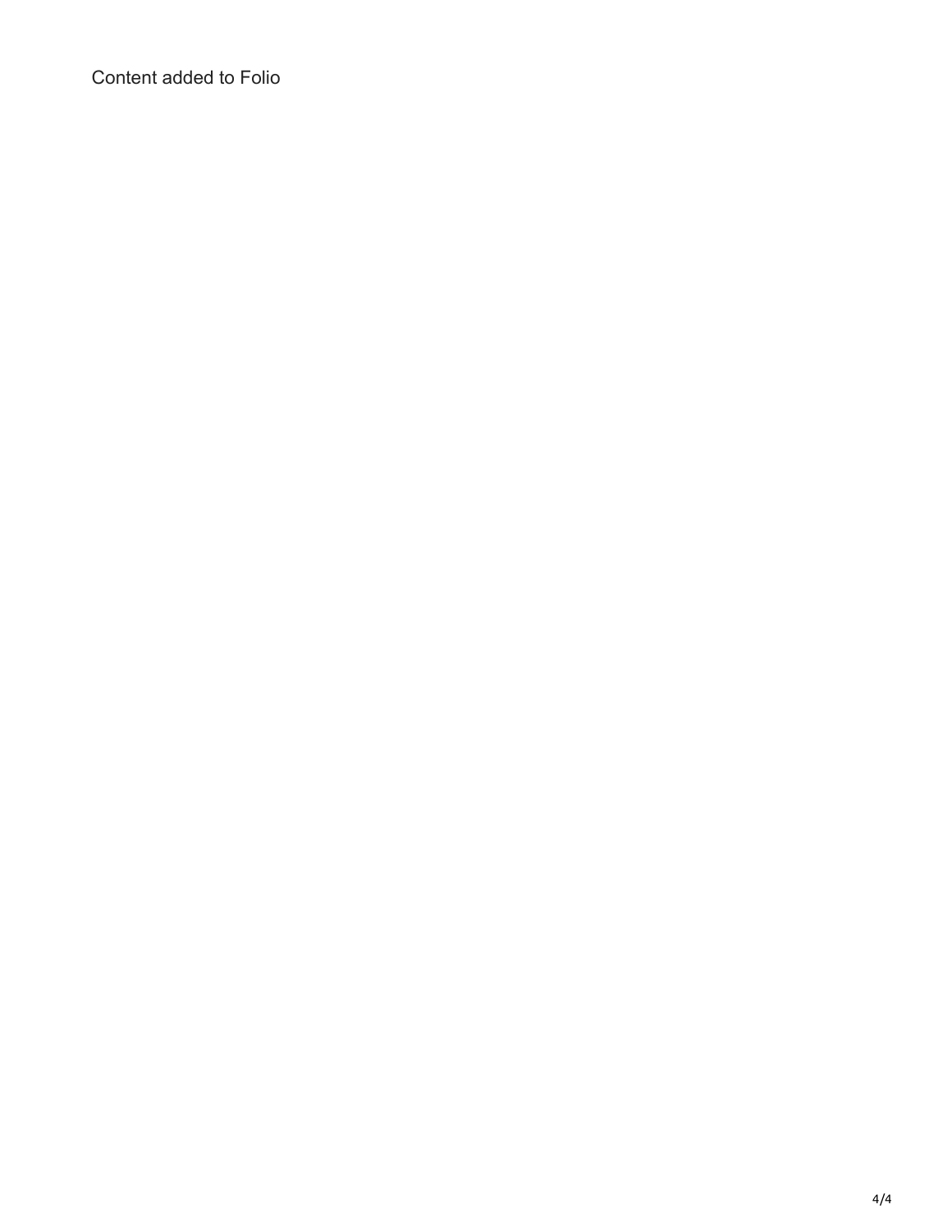Content added to Folio